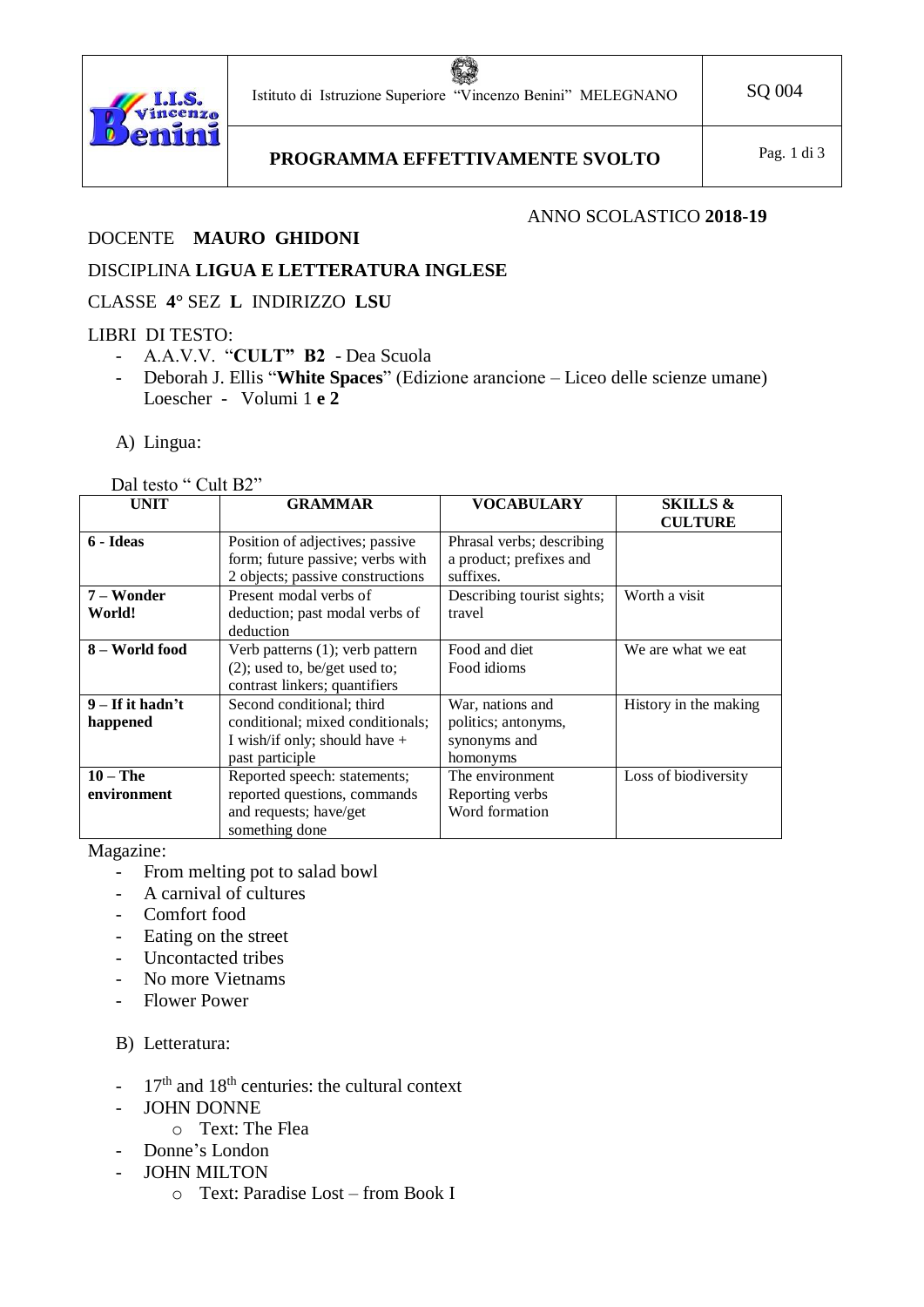| I.I.S. Vincenzo Benini | Istituto di Istruzione Superiore "Vincenzo Benini" MELEGNANO | SQ 004 |
| --- | --- | --- |
| | **PROGRAMMA EFFETTIVAMENTE SVOLTO** | |

ANNO SCOLASTICO **2018-19**

DOCENTE **MAURO GHIDONI**

DISCIPLINA **LIGUA E LETTERATURA INGLESE**

CLASSE **4°** SEZ **L** INDIRIZZO **LSU**

LIBRI DI TESTO:

- A.A.V.V. "**CULT" B2** - Dea Scuola
- Deborah J. Ellis "**White Spaces**" (Edizione arancione – Liceo delle scienze umane) Loescher - Volumi 1 **e 2**

A) Lingua:

Dal testo " Cult B2"

| UNIT | GRAMMAR | VOCABULARY | SKILLS & CULTURE |
| --- | --- | --- | --- |
| **6 - Ideas** | Position of adjectives; passive form; future passive; verbs with 2 objects; passive constructions | Phrasal verbs; describing a product; prefixes and suffixes. | |
| **7 – Wonder World!** | Present modal verbs of deduction; past modal verbs of deduction | Describing tourist sights; travel | Worth a visit |
| **8 – World food** | Verb patterns (1); verb pattern (2); used to, be/get used to; contrast linkers; quantifiers | Food and diet<br>Food idioms | We are what we eat |
| **9 – If it hadn't happened** | Second conditional; third conditional; mixed conditionals; I wish/if only; should have + past participle | War, nations and politics; antonyms, synonyms and homonyms | History in the making |
| **10 – The environment** | Reported speech: statements; reported questions, commands and requests; have/get something done | The environment<br>Reporting verbs<br>Word formation | Loss of biodiversity |

Magazine:

- From melting pot to salad bowl
- A carnival of cultures
- Comfort food
- Eating on the street
- Uncontacted tribes
- No more Vietnams
- Flower Power

B) Letteratura:

- 17th and 18th centuries: the cultural context
- JOHN DONNE
  - Text: The Flea
- Donne's London
- JOHN MILTON
  - Text: Paradise Lost – from Book I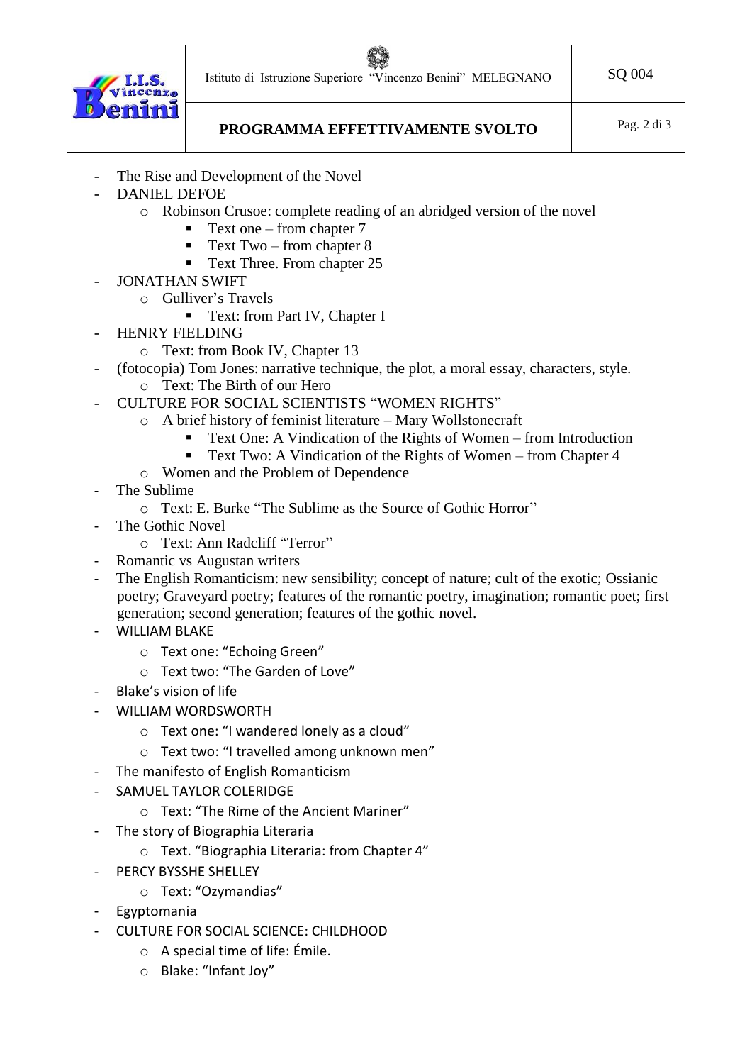- The Rise and Development of the Novel
- DANIEL DEFOE
    - Robinson Crusoe: complete reading of an abridged version of the novel
        - Text one – from chapter 7
        - Text Two – from chapter 8
        - Text Three. From chapter 25
- JONATHAN SWIFT
    - Gulliver's Travels
        - Text: from Part IV, Chapter I
- HENRY FIELDING
    - Text: from Book IV, Chapter 13
- (fotocopia) Tom Jones: narrative technique, the plot, a moral essay, characters, style.
    - Text: The Birth of our Hero
- CULTURE FOR SOCIAL SCIENTISTS "WOMEN RIGHTS"
    - A brief history of feminist literature – Mary Wollstonecraft
        - Text One: A Vindication of the Rights of Women – from Introduction
        - Text Two: A Vindication of the Rights of Women – from Chapter 4
    - Women and the Problem of Dependence
- The Sublime
    - Text: E. Burke "The Sublime as the Source of Gothic Horror"
- The Gothic Novel
    - Text: Ann Radcliff "Terror"
- Romantic vs Augustan writers
- The English Romanticism: new sensibility; concept of nature; cult of the exotic; Ossianic poetry; Graveyard poetry; features of the romantic poetry, imagination; romantic poet; first generation; second generation; features of the gothic novel.
- WILLIAM BLAKE
    - Text one: "Echoing Green"
    - Text two: "The Garden of Love"
- Blake's vision of life
- WILLIAM WORDSWORTH
    - Text one: "I wandered lonely as a cloud"
    - Text two: "I travelled among unknown men"
- The manifesto of English Romanticism
- SAMUEL TAYLOR COLERIDGE
    - Text: "The Rime of the Ancient Mariner"
- The story of Biographia Literaria
    - Text. "Biographia Literaria: from Chapter 4"
- PERCY BYSSHE SHELLEY
    - Text: "Ozymandias"
- Egyptomania
- CULTURE FOR SOCIAL SCIENCE: CHILDHOOD
    - A special time of life: Émile.
    - Blake: "Infant Joy"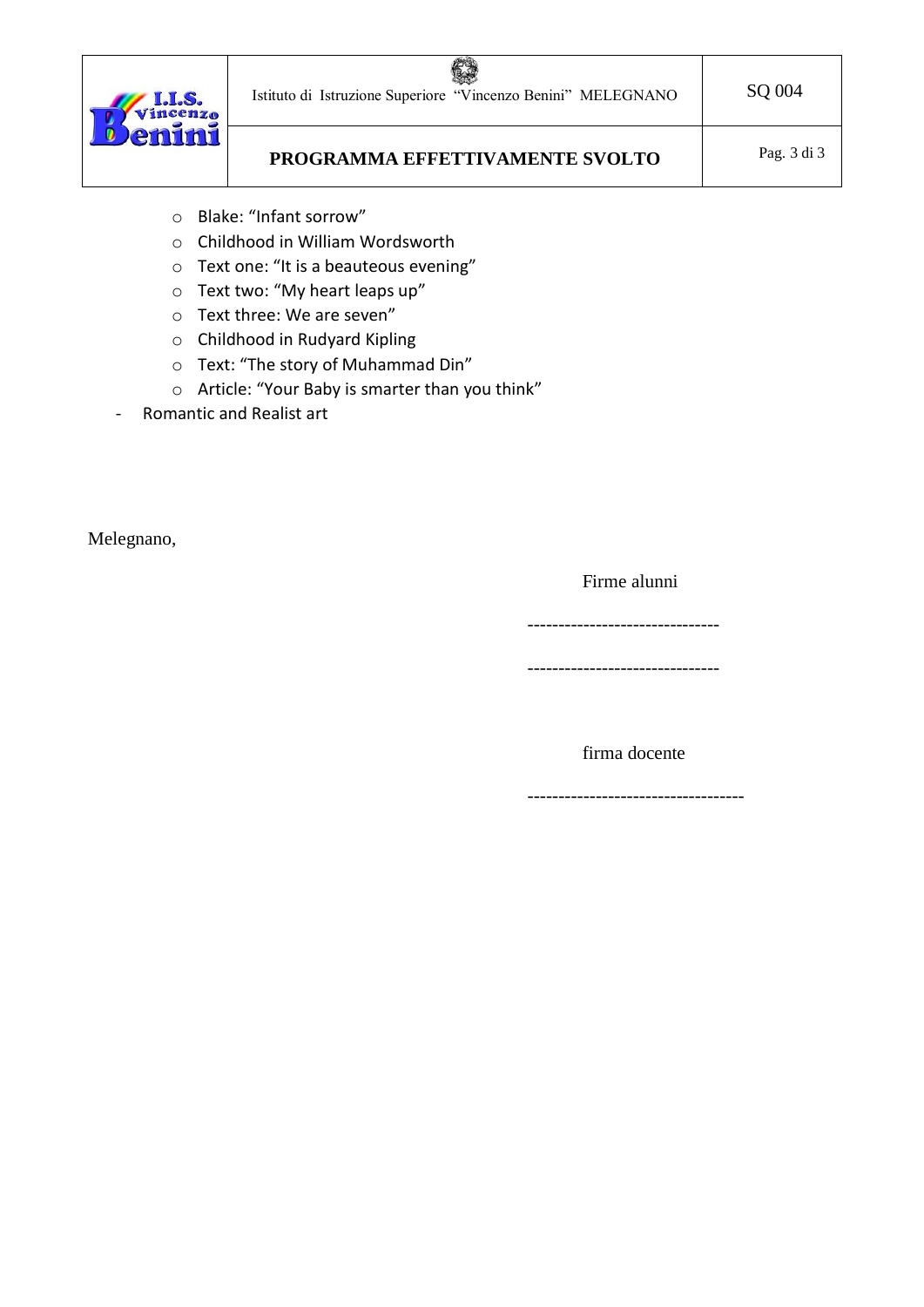- Blake: “Infant sorrow”
  - Childhood in William Wordsworth
  - Text one: “It is a beauteous evening”
  - Text two: “My heart leaps up”
  - Text three: We are seven”
  - Childhood in Rudyard Kipling
  - Text: “The story of Muhammad Din”
  - Article: “Your Baby is smarter than you think”
- Romantic and Realist art

Melegnano,

Firme alunni

-------------------------------

-------------------------------

firma docente

----------------------------------